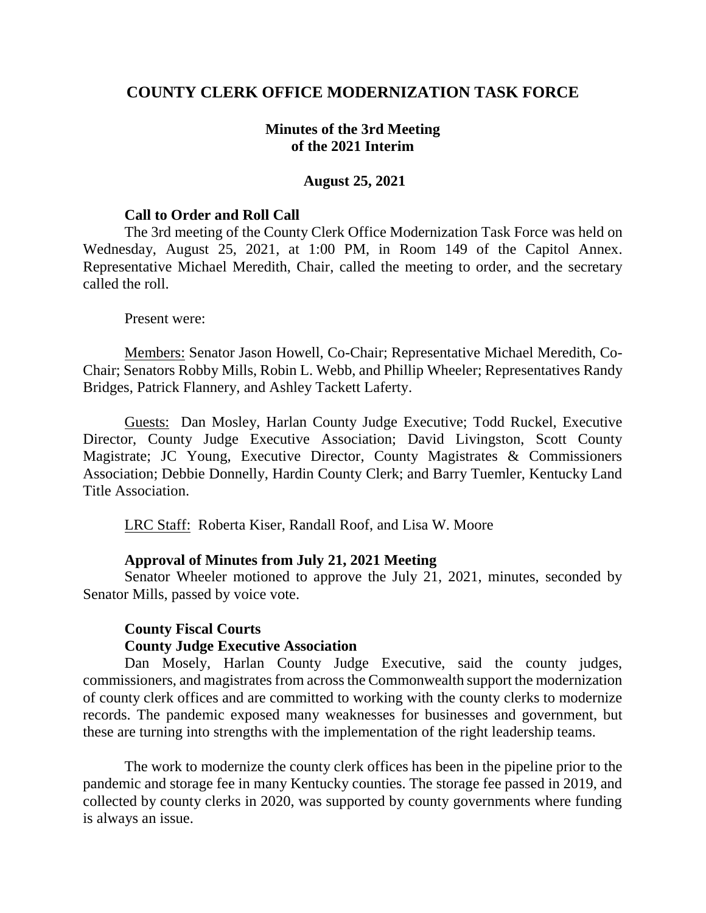# COUNTY CLERK OFFICE MODERNIZATION TASK FORCE

## Minutes of the 3rd Meeting of the 2021 Interim

### August 25, 2021

**Call to Order and Roll Call**

The 3rd meeting of the County Clerk Office Modernization Task Force was held on Wednesday, August 25, 2021, at 1:00 PM, in Room 149 of the Capitol Annex. Representative Michael Meredith, Chair, called the meeting to order, and the secretary called the roll.

Present were:

Members: Senator Jason Howell, Co-Chair; Representative Michael Meredith, Co-Chair; Senators Robby Mills, Robin L. Webb, and Phillip Wheeler; Representatives Randy Bridges, Patrick Flannery, and Ashley Tackett Laferty.

Guests: Dan Mosley, Harlan County Judge Executive; Todd Ruckel, Executive Director, County Judge Executive Association; David Livingston, Scott County Magistrate; JC Young, Executive Director, County Magistrates & Commissioners Association; Debbie Donnelly, Hardin County Clerk; and Barry Tuemler, Kentucky Land Title Association.

LRC Staff: Roberta Kiser, Randall Roof, and Lisa W. Moore

**Approval of Minutes from July 21, 2021 Meeting**

Senator Wheeler motioned to approve the July 21, 2021, minutes, seconded by Senator Mills, passed by voice vote.

**County Fiscal Courts**

**County Judge Executive Association**

Dan Mosely, Harlan County Judge Executive, said the county judges, commissioners, and magistrates from across the Commonwealth support the modernization of county clerk offices and are committed to working with the county clerks to modernize records. The pandemic exposed many weaknesses for businesses and government, but these are turning into strengths with the implementation of the right leadership teams.

The work to modernize the county clerk offices has been in the pipeline prior to the pandemic and storage fee in many Kentucky counties. The storage fee passed in 2019, and collected by county clerks in 2020, was supported by county governments where funding is always an issue.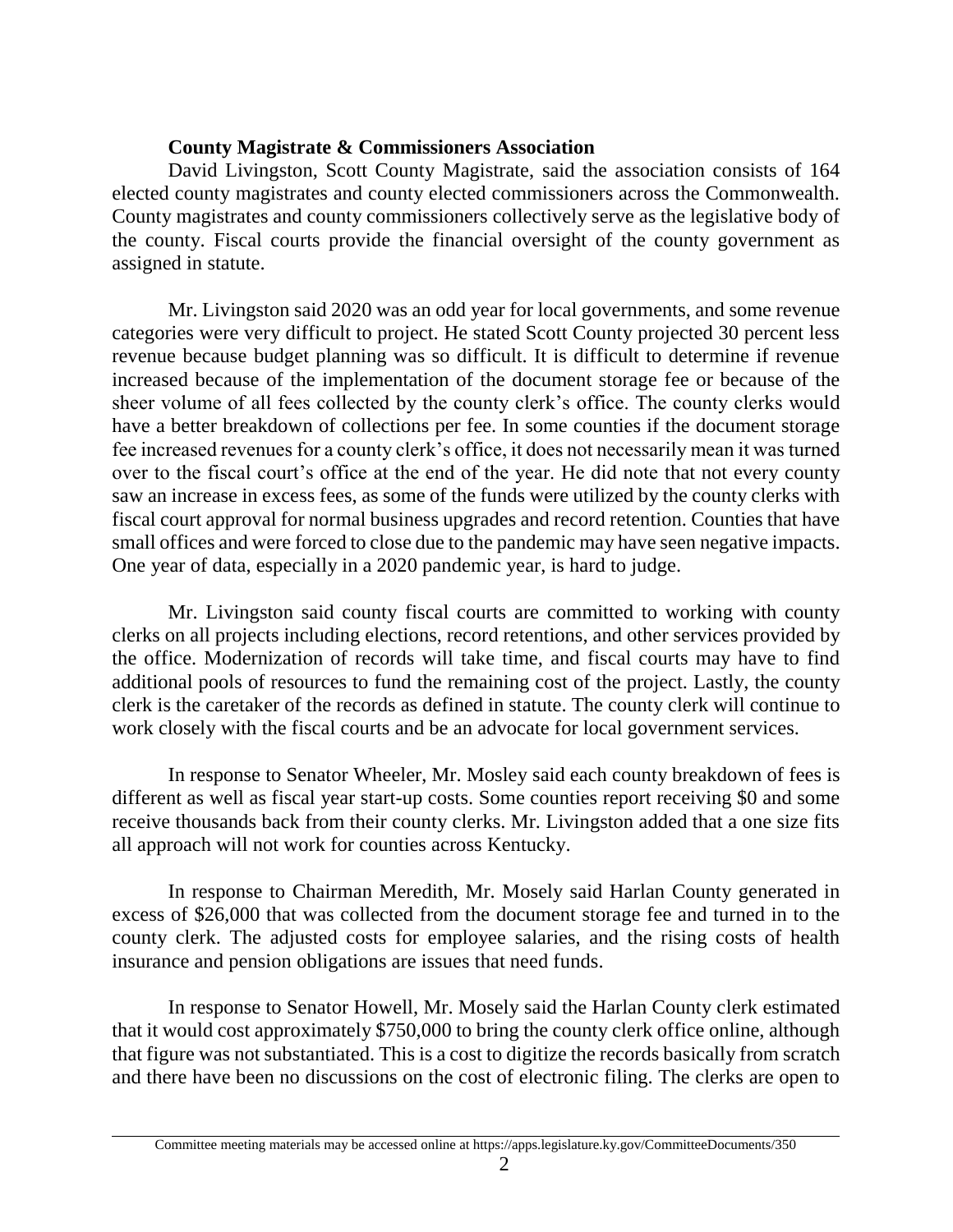**County Magistrate & Commissioners Association**

David Livingston, Scott County Magistrate, said the association consists of 164 elected county magistrates and county elected commissioners across the Commonwealth. County magistrates and county commissioners collectively serve as the legislative body of the county. Fiscal courts provide the financial oversight of the county government as assigned in statute.

Mr. Livingston said 2020 was an odd year for local governments, and some revenue categories were very difficult to project. He stated Scott County projected 30 percent less revenue because budget planning was so difficult. It is difficult to determine if revenue increased because of the implementation of the document storage fee or because of the sheer volume of all fees collected by the county clerk's office. The county clerks would have a better breakdown of collections per fee. In some counties if the document storage fee increased revenues for a county clerk's office, it does not necessarily mean it was turned over to the fiscal court's office at the end of the year. He did note that not every county saw an increase in excess fees, as some of the funds were utilized by the county clerks with fiscal court approval for normal business upgrades and record retention. Counties that have small offices and were forced to close due to the pandemic may have seen negative impacts. One year of data, especially in a 2020 pandemic year, is hard to judge.

Mr. Livingston said county fiscal courts are committed to working with county clerks on all projects including elections, record retentions, and other services provided by the office. Modernization of records will take time, and fiscal courts may have to find additional pools of resources to fund the remaining cost of the project. Lastly, the county clerk is the caretaker of the records as defined in statute. The county clerk will continue to work closely with the fiscal courts and be an advocate for local government services.

In response to Senator Wheeler, Mr. Mosley said each county breakdown of fees is different as well as fiscal year start-up costs. Some counties report receiving $0 and some receive thousands back from their county clerks. Mr. Livingston added that a one size fits all approach will not work for counties across Kentucky.

In response to Chairman Meredith, Mr. Mosely said Harlan County generated in excess of $26,000 that was collected from the document storage fee and turned in to the county clerk. The adjusted costs for employee salaries, and the rising costs of health insurance and pension obligations are issues that need funds.

In response to Senator Howell, Mr. Mosely said the Harlan County clerk estimated that it would cost approximately $750,000 to bring the county clerk office online, although that figure was not substantiated. This is a cost to digitize the records basically from scratch and there have been no discussions on the cost of electronic filing. The clerks are open to

Committee meeting materials may be accessed online at https://apps.legislature.ky.gov/CommitteeDocuments/350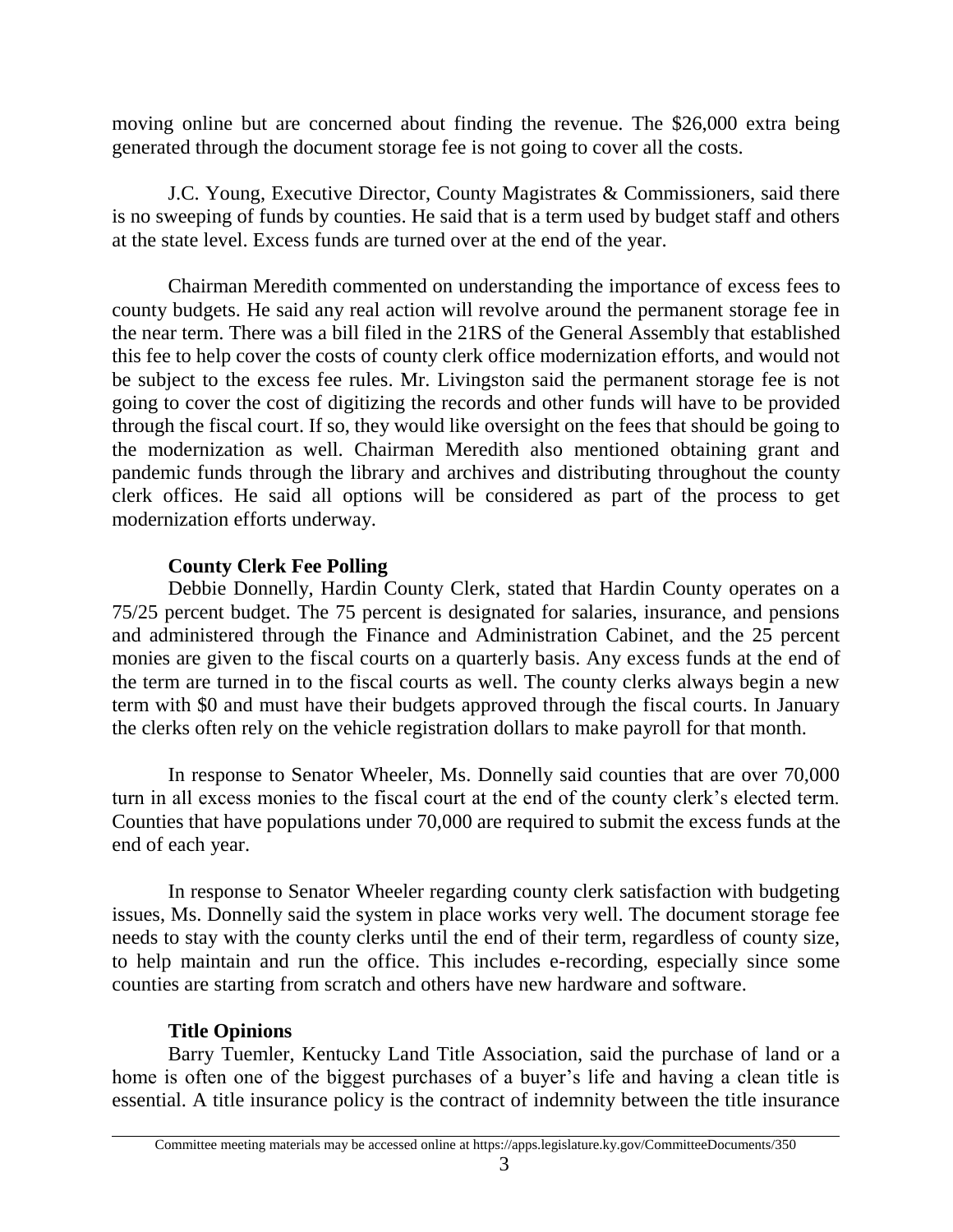moving online but are concerned about finding the revenue. The $26,000 extra being generated through the document storage fee is not going to cover all the costs.

J.C. Young, Executive Director, County Magistrates & Commissioners, said there is no sweeping of funds by counties. He said that is a term used by budget staff and others at the state level. Excess funds are turned over at the end of the year.

Chairman Meredith commented on understanding the importance of excess fees to county budgets. He said any real action will revolve around the permanent storage fee in the near term. There was a bill filed in the 21RS of the General Assembly that established this fee to help cover the costs of county clerk office modernization efforts, and would not be subject to the excess fee rules. Mr. Livingston said the permanent storage fee is not going to cover the cost of digitizing the records and other funds will have to be provided through the fiscal court. If so, they would like oversight on the fees that should be going to the modernization as well. Chairman Meredith also mentioned obtaining grant and pandemic funds through the library and archives and distributing throughout the county clerk offices. He said all options will be considered as part of the process to get modernization efforts underway.

**County Clerk Fee Polling**

Debbie Donnelly, Hardin County Clerk, stated that Hardin County operates on a 75/25 percent budget. The 75 percent is designated for salaries, insurance, and pensions and administered through the Finance and Administration Cabinet, and the 25 percent monies are given to the fiscal courts on a quarterly basis. Any excess funds at the end of the term are turned in to the fiscal courts as well. The county clerks always begin a new term with $0 and must have their budgets approved through the fiscal courts. In January the clerks often rely on the vehicle registration dollars to make payroll for that month.

In response to Senator Wheeler, Ms. Donnelly said counties that are over 70,000 turn in all excess monies to the fiscal court at the end of the county clerk's elected term. Counties that have populations under 70,000 are required to submit the excess funds at the end of each year.

In response to Senator Wheeler regarding county clerk satisfaction with budgeting issues, Ms. Donnelly said the system in place works very well. The document storage fee needs to stay with the county clerks until the end of their term, regardless of county size, to help maintain and run the office. This includes e-recording, especially since some counties are starting from scratch and others have new hardware and software.

**Title Opinions**

Barry Tuemler, Kentucky Land Title Association, said the purchase of land or a home is often one of the biggest purchases of a buyer's life and having a clean title is essential. A title insurance policy is the contract of indemnity between the title insurance

Committee meeting materials may be accessed online at https://apps.legislature.ky.gov/CommitteeDocuments/350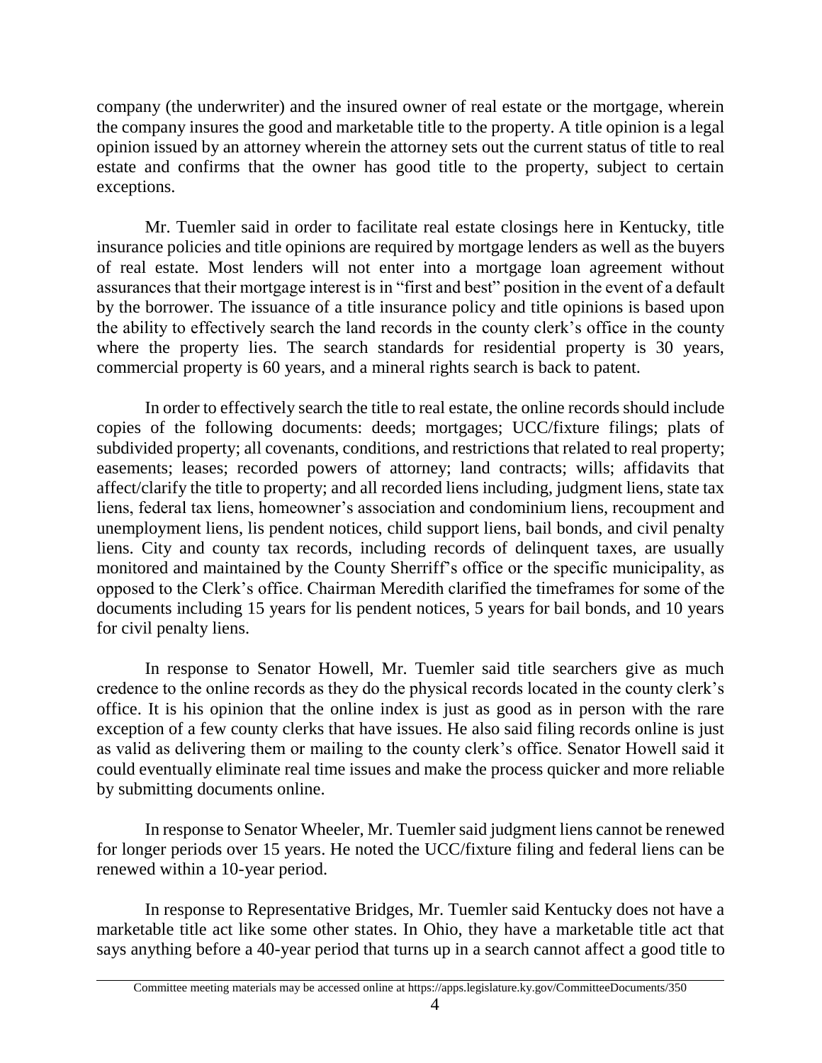company (the underwriter) and the insured owner of real estate or the mortgage, wherein the company insures the good and marketable title to the property. A title opinion is a legal opinion issued by an attorney wherein the attorney sets out the current status of title to real estate and confirms that the owner has good title to the property, subject to certain exceptions.

Mr. Tuemler said in order to facilitate real estate closings here in Kentucky, title insurance policies and title opinions are required by mortgage lenders as well as the buyers of real estate. Most lenders will not enter into a mortgage loan agreement without assurances that their mortgage interest is in "first and best" position in the event of a default by the borrower. The issuance of a title insurance policy and title opinions is based upon the ability to effectively search the land records in the county clerk's office in the county where the property lies. The search standards for residential property is 30 years, commercial property is 60 years, and a mineral rights search is back to patent.

In order to effectively search the title to real estate, the online records should include copies of the following documents: deeds; mortgages; UCC/fixture filings; plats of subdivided property; all covenants, conditions, and restrictions that related to real property; easements; leases; recorded powers of attorney; land contracts; wills; affidavits that affect/clarify the title to property; and all recorded liens including, judgment liens, state tax liens, federal tax liens, homeowner's association and condominium liens, recoupment and unemployment liens, lis pendent notices, child support liens, bail bonds, and civil penalty liens. City and county tax records, including records of delinquent taxes, are usually monitored and maintained by the County Sherriff's office or the specific municipality, as opposed to the Clerk's office. Chairman Meredith clarified the timeframes for some of the documents including 15 years for lis pendent notices, 5 years for bail bonds, and 10 years for civil penalty liens.

In response to Senator Howell, Mr. Tuemler said title searchers give as much credence to the online records as they do the physical records located in the county clerk's office. It is his opinion that the online index is just as good as in person with the rare exception of a few county clerks that have issues. He also said filing records online is just as valid as delivering them or mailing to the county clerk's office. Senator Howell said it could eventually eliminate real time issues and make the process quicker and more reliable by submitting documents online.

In response to Senator Wheeler, Mr. Tuemler said judgment liens cannot be renewed for longer periods over 15 years. He noted the UCC/fixture filing and federal liens can be renewed within a 10-year period.

In response to Representative Bridges, Mr. Tuemler said Kentucky does not have a marketable title act like some other states. In Ohio, they have a marketable title act that says anything before a 40-year period that turns up in a search cannot affect a good title to

Committee meeting materials may be accessed online at https://apps.legislature.ky.gov/CommitteeDocuments/350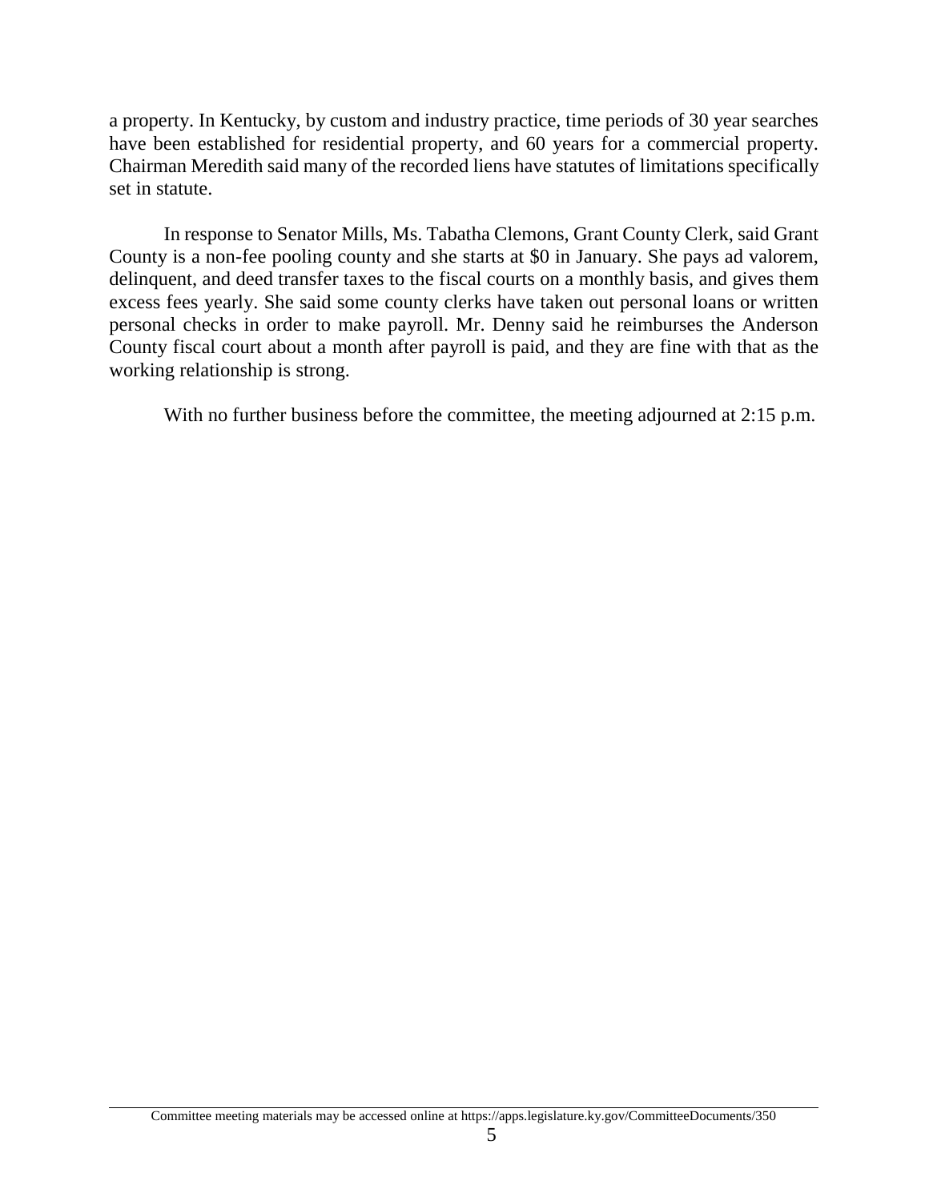a property. In Kentucky, by custom and industry practice, time periods of 30 year searches have been established for residential property, and 60 years for a commercial property. Chairman Meredith said many of the recorded liens have statutes of limitations specifically set in statute.

In response to Senator Mills, Ms. Tabatha Clemons, Grant County Clerk, said Grant County is a non-fee pooling county and she starts at $0 in January. She pays ad valorem, delinquent, and deed transfer taxes to the fiscal courts on a monthly basis, and gives them excess fees yearly. She said some county clerks have taken out personal loans or written personal checks in order to make payroll. Mr. Denny said he reimburses the Anderson County fiscal court about a month after payroll is paid, and they are fine with that as the working relationship is strong.

With no further business before the committee, the meeting adjourned at 2:15 p.m.

Committee meeting materials may be accessed online at https://apps.legislature.ky.gov/CommitteeDocuments/350